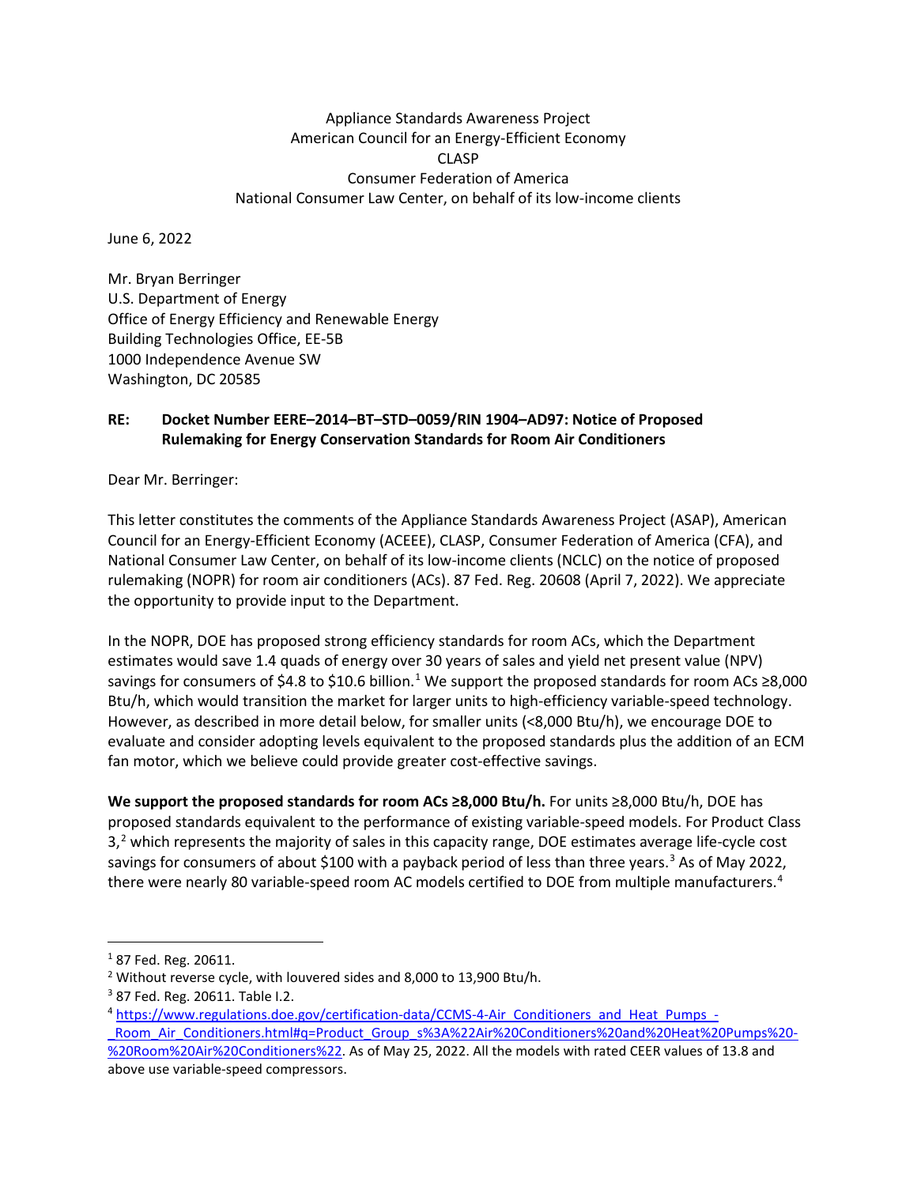Appliance Standards Awareness Project
American Council for an Energy-Efficient Economy
CLASP
Consumer Federation of America
National Consumer Law Center, on behalf of its low-income clients

June 6, 2022

Mr. Bryan Berringer
U.S. Department of Energy
Office of Energy Efficiency and Renewable Energy
Building Technologies Office, EE-5B
1000 Independence Avenue SW
Washington, DC 20585

**RE: Docket Number EERE–2014–BT–STD–0059/RIN 1904–AD97: Notice of Proposed Rulemaking for Energy Conservation Standards for Room Air Conditioners**

Dear Mr. Berringer:

This letter constitutes the comments of the Appliance Standards Awareness Project (ASAP), American Council for an Energy-Efficient Economy (ACEEE), CLASP, Consumer Federation of America (CFA), and National Consumer Law Center, on behalf of its low-income clients (NCLC) on the notice of proposed rulemaking (NOPR) for room air conditioners (ACs). 87 Fed. Reg. 20608 (April 7, 2022). We appreciate the opportunity to provide input to the Department.

In the NOPR, DOE has proposed strong efficiency standards for room ACs, which the Department estimates would save 1.4 quads of energy over 30 years of sales and yield net present value (NPV) savings for consumers of $4.8 to $10.6 billion.[1] We support the proposed standards for room ACs ≥8,000 Btu/h, which would transition the market for larger units to high-efficiency variable-speed technology. However, as described in more detail below, for smaller units (<8,000 Btu/h), we encourage DOE to evaluate and consider adopting levels equivalent to the proposed standards plus the addition of an ECM fan motor, which we believe could provide greater cost-effective savings.

**We support the proposed standards for room ACs ≥8,000 Btu/h.** For units ≥8,000 Btu/h, DOE has proposed standards equivalent to the performance of existing variable-speed models. For Product Class 3,[2] which represents the majority of sales in this capacity range, DOE estimates average life-cycle cost savings for consumers of about $100 with a payback period of less than three years.[3] As of May 2022, there were nearly 80 variable-speed room AC models certified to DOE from multiple manufacturers.[4]

---

[1] 87 Fed. Reg. 20611.

[2] Without reverse cycle, with louvered sides and 8,000 to 13,900 Btu/h.

[3] 87 Fed. Reg. 20611. Table I.2.

[4] https://www.regulations.doe.gov/certification-data/CCMS-4-Air_Conditioners_and_Heat_Pumps_-_Room_Air_Conditioners.html#q=Product_Group_s%3A%22Air%20Conditioners%20and%20Heat%20Pumps%20-%20Room%20Air%20Conditioners%22. As of May 25, 2022. All the models with rated CEER values of 13.8 and above use variable-speed compressors.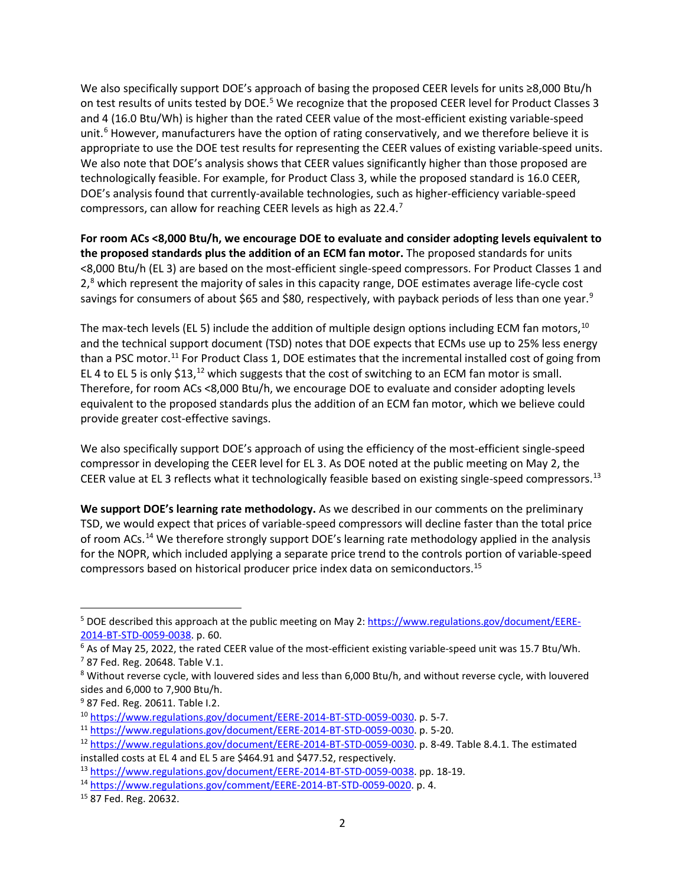We also specifically support DOE's approach of basing the proposed CEER levels for units ≥8,000 Btu/h on test results of units tested by DOE.[5] We recognize that the proposed CEER level for Product Classes 3 and 4 (16.0 Btu/Wh) is higher than the rated CEER value of the most-efficient existing variable-speed unit.[6] However, manufacturers have the option of rating conservatively, and we therefore believe it is appropriate to use the DOE test results for representing the CEER values of existing variable-speed units. We also note that DOE's analysis shows that CEER values significantly higher than those proposed are technologically feasible. For example, for Product Class 3, while the proposed standard is 16.0 CEER, DOE's analysis found that currently-available technologies, such as higher-efficiency variable-speed compressors, can allow for reaching CEER levels as high as 22.4.[7]

**For room ACs <8,000 Btu/h, we encourage DOE to evaluate and consider adopting levels equivalent to the proposed standards plus the addition of an ECM fan motor.** The proposed standards for units <8,000 Btu/h (EL 3) are based on the most-efficient single-speed compressors. For Product Classes 1 and 2,[8] which represent the majority of sales in this capacity range, DOE estimates average life-cycle cost savings for consumers of about $65 and $80, respectively, with payback periods of less than one year.[9]

The max-tech levels (EL 5) include the addition of multiple design options including ECM fan motors,[10] and the technical support document (TSD) notes that DOE expects that ECMs use up to 25% less energy than a PSC motor.[11] For Product Class 1, DOE estimates that the incremental installed cost of going from EL 4 to EL 5 is only $13,[12] which suggests that the cost of switching to an ECM fan motor is small. Therefore, for room ACs <8,000 Btu/h, we encourage DOE to evaluate and consider adopting levels equivalent to the proposed standards plus the addition of an ECM fan motor, which we believe could provide greater cost-effective savings.

We also specifically support DOE's approach of using the efficiency of the most-efficient single-speed compressor in developing the CEER level for EL 3. As DOE noted at the public meeting on May 2, the CEER value at EL 3 reflects what it technologically feasible based on existing single-speed compressors.[13]

**We support DOE's learning rate methodology.** As we described in our comments on the preliminary TSD, we would expect that prices of variable-speed compressors will decline faster than the total price of room ACs.[14] We therefore strongly support DOE's learning rate methodology applied in the analysis for the NOPR, which included applying a separate price trend to the controls portion of variable-speed compressors based on historical producer price index data on semiconductors.[15]

---

[5] DOE described this approach at the public meeting on May 2: https://www.regulations.gov/document/EERE-2014-BT-STD-0059-0038. p. 60.

[6] As of May 25, 2022, the rated CEER value of the most-efficient existing variable-speed unit was 15.7 Btu/Wh.

[7] 87 Fed. Reg. 20648. Table V.1.

[8] Without reverse cycle, with louvered sides and less than 6,000 Btu/h, and without reverse cycle, with louvered sides and 6,000 to 7,900 Btu/h.

[9] 87 Fed. Reg. 20611. Table I.2.

[10] https://www.regulations.gov/document/EERE-2014-BT-STD-0059-0030. p. 5-7.

[11] https://www.regulations.gov/document/EERE-2014-BT-STD-0059-0030. p. 5-20.

[12] https://www.regulations.gov/document/EERE-2014-BT-STD-0059-0030. p. 8-49. Table 8.4.1. The estimated installed costs at EL 4 and EL 5 are $464.91 and $477.52, respectively.

[13] https://www.regulations.gov/document/EERE-2014-BT-STD-0059-0038. pp. 18-19.

[14] https://www.regulations.gov/comment/EERE-2014-BT-STD-0059-0020. p. 4.

[15] 87 Fed. Reg. 20632.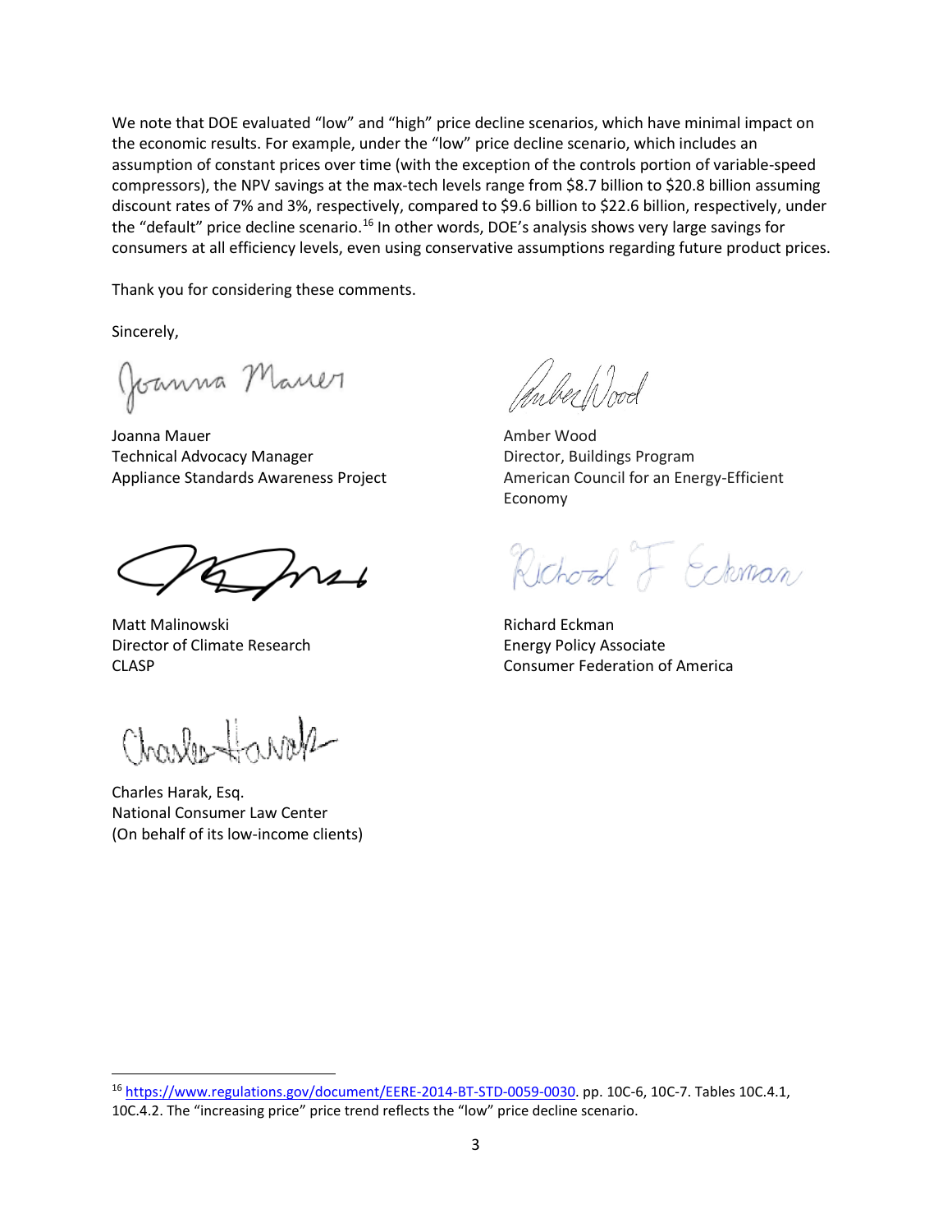We note that DOE evaluated "low" and "high" price decline scenarios, which have minimal impact on the economic results. For example, under the "low" price decline scenario, which includes an assumption of constant prices over time (with the exception of the controls portion of variable-speed compressors), the NPV savings at the max-tech levels range from $8.7 billion to $20.8 billion assuming discount rates of 7% and 3%, respectively, compared to $9.6 billion to $22.6 billion, respectively, under the "default" price decline scenario.[16] In other words, DOE's analysis shows very large savings for consumers at all efficiency levels, even using conservative assumptions regarding future product prices.

Thank you for considering these comments.

Sincerely,

Joanna Mauer
Technical Advocacy Manager
Appliance Standards Awareness Project

Amber Wood
Director, Buildings Program
American Council for an Energy-Efficient Economy

Matt Malinowski
Director of Climate Research
CLASP

Richard Eckman
Energy Policy Associate
Consumer Federation of America

Charles Harak, Esq.
National Consumer Law Center
(On behalf of its low-income clients)

---

[16] https://www.regulations.gov/document/EERE-2014-BT-STD-0059-0030. pp. 10C-6, 10C-7. Tables 10C.4.1, 10C.4.2. The "increasing price" price trend reflects the "low" price decline scenario.